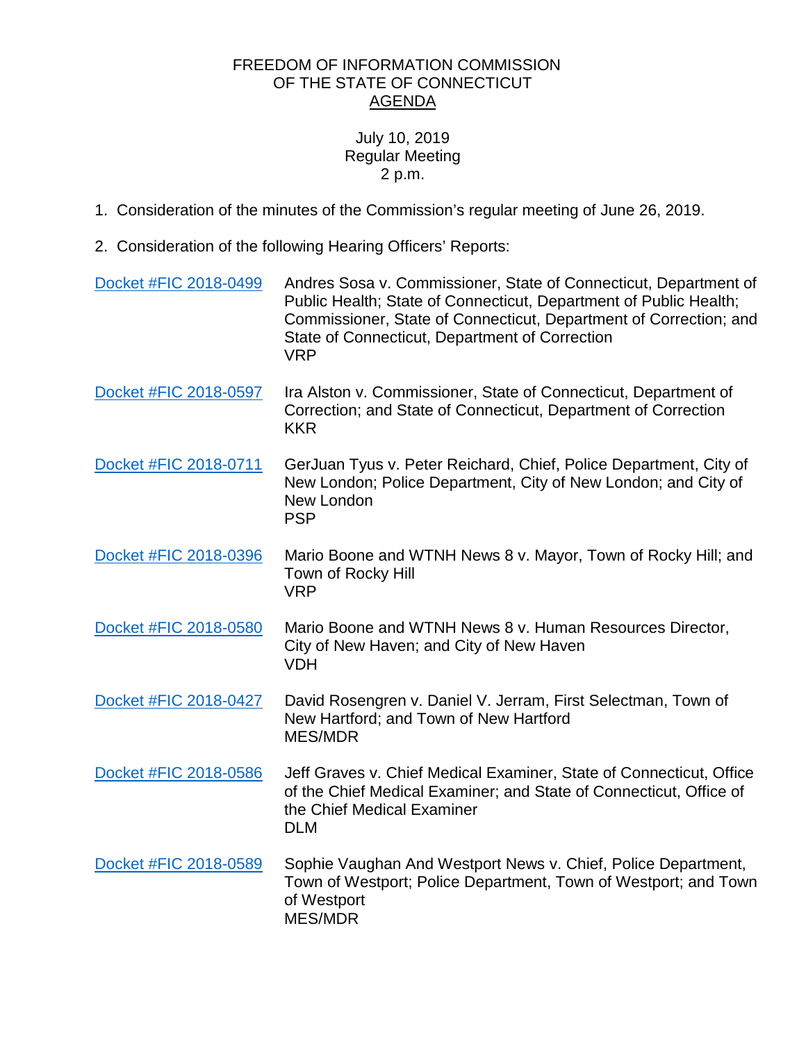FREEDOM OF INFORMATION COMMISSION
OF THE STATE OF CONNECTICUT
AGENDA

July 10, 2019
Regular Meeting
2 p.m.

1. Consideration of the minutes of the Commission's regular meeting of June 26, 2019.

2. Consideration of the following Hearing Officers' Reports:

| | |
|---|---|
| Docket #FIC 2018-0499 | Andres Sosa v. Commissioner, State of Connecticut, Department of Public Health; State of Connecticut, Department of Public Health; Commissioner, State of Connecticut, Department of Correction; and State of Connecticut, Department of Correction<br>VRP |
| Docket #FIC 2018-0597 | Ira Alston v. Commissioner, State of Connecticut, Department of Correction; and State of Connecticut, Department of Correction<br>KKR |
| Docket #FIC 2018-0711 | GerJuan Tyus v. Peter Reichard, Chief, Police Department, City of New London; Police Department, City of New London; and City of New London<br>PSP |
| Docket #FIC 2018-0396 | Mario Boone and WTNH News 8 v. Mayor, Town of Rocky Hill; and Town of Rocky Hill<br>VRP |
| Docket #FIC 2018-0580 | Mario Boone and WTNH News 8 v. Human Resources Director, City of New Haven; and City of New Haven<br>VDH |
| Docket #FIC 2018-0427 | David Rosengren v. Daniel V. Jerram, First Selectman, Town of New Hartford; and Town of New Hartford<br>MES/MDR |
| Docket #FIC 2018-0586 | Jeff Graves v. Chief Medical Examiner, State of Connecticut, Office of the Chief Medical Examiner; and State of Connecticut, Office of the Chief Medical Examiner<br>DLM |
| Docket #FIC 2018-0589 | Sophie Vaughan And Westport News v. Chief, Police Department, Town of Westport; Police Department, Town of Westport; and Town of Westport<br>MES/MDR |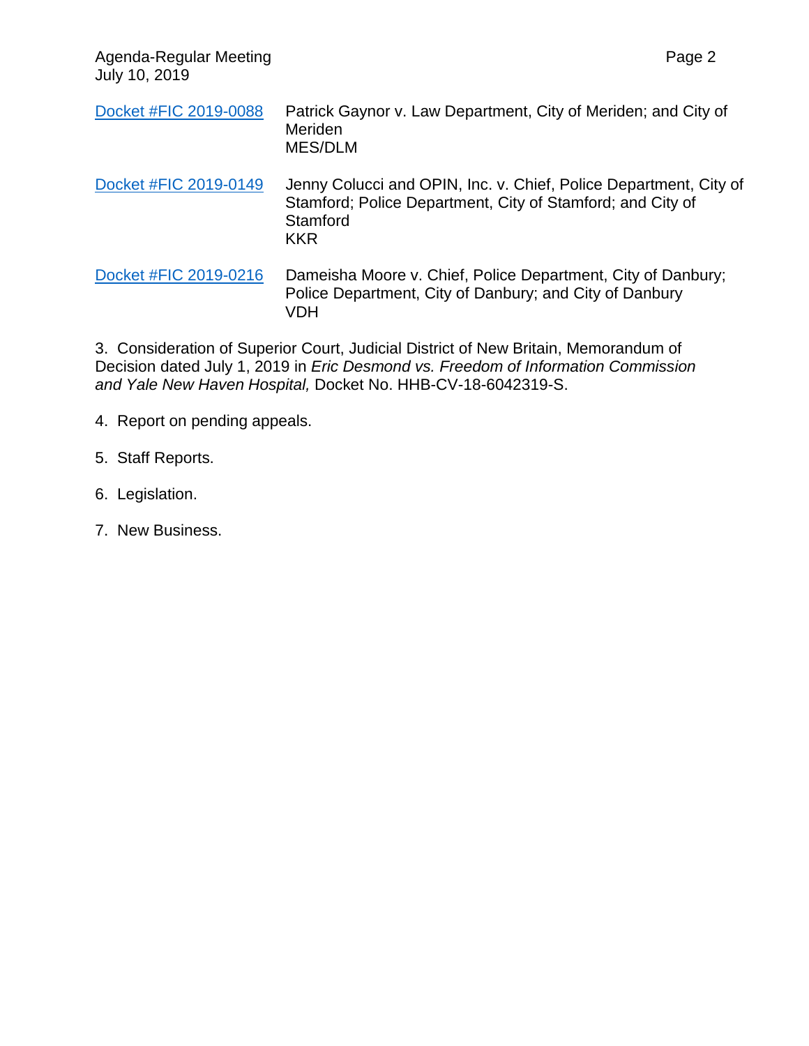| | |
|---|---|
| [Docket #FIC 2019-0088]() | Patrick Gaynor v. Law Department, City of Meriden; and City of Meriden<br>MES/DLM |
| [Docket #FIC 2019-0149]() | Jenny Colucci and OPIN, Inc. v. Chief, Police Department, City of Stamford; Police Department, City of Stamford; and City of Stamford<br>KKR |
| [Docket #FIC 2019-0216]() | Dameisha Moore v. Chief, Police Department, City of Danbury; Police Department, City of Danbury; and City of Danbury<br>VDH |

3. Consideration of Superior Court, Judicial District of New Britain, Memorandum of Decision dated July 1, 2019 in *Eric Desmond vs. Freedom of Information Commission and Yale New Haven Hospital,* Docket No. HHB-CV-18-6042319-S.

4. Report on pending appeals.

5. Staff Reports.

6. Legislation.

7. New Business.